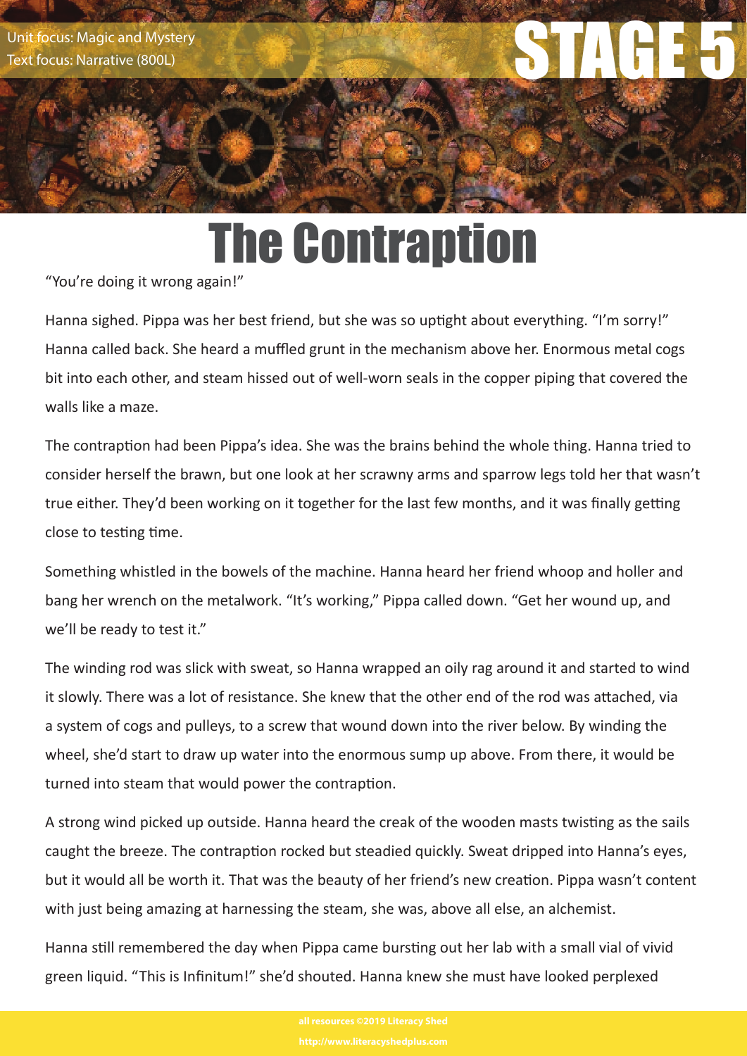Unit focus: Magic and Mystery
Text focus: Narrative (800L)

STAGE 5

# The Contraption

"You're doing it wrong again!"

Hanna sighed. Pippa was her best friend, but she was so uptight about everything. "I'm sorry!" Hanna called back. She heard a muffled grunt in the mechanism above her. Enormous metal cogs bit into each other, and steam hissed out of well-worn seals in the copper piping that covered the walls like a maze.

The contraption had been Pippa's idea. She was the brains behind the whole thing. Hanna tried to consider herself the brawn, but one look at her scrawny arms and sparrow legs told her that wasn't true either. They'd been working on it together for the last few months, and it was finally getting close to testing time.

Something whistled in the bowels of the machine. Hanna heard her friend whoop and holler and bang her wrench on the metalwork. "It's working," Pippa called down. "Get her wound up, and we'll be ready to test it."

The winding rod was slick with sweat, so Hanna wrapped an oily rag around it and started to wind it slowly. There was a lot of resistance. She knew that the other end of the rod was attached, via a system of cogs and pulleys, to a screw that wound down into the river below. By winding the wheel, she'd start to draw up water into the enormous sump up above. From there, it would be turned into steam that would power the contraption.

A strong wind picked up outside. Hanna heard the creak of the wooden masts twisting as the sails caught the breeze. The contraption rocked but steadied quickly. Sweat dripped into Hanna's eyes, but it would all be worth it. That was the beauty of her friend's new creation. Pippa wasn't content with just being amazing at harnessing the steam, she was, above all else, an alchemist.

Hanna still remembered the day when Pippa came bursting out her lab with a small vial of vivid green liquid. "This is Infinitum!" she'd shouted. Hanna knew she must have looked perplexed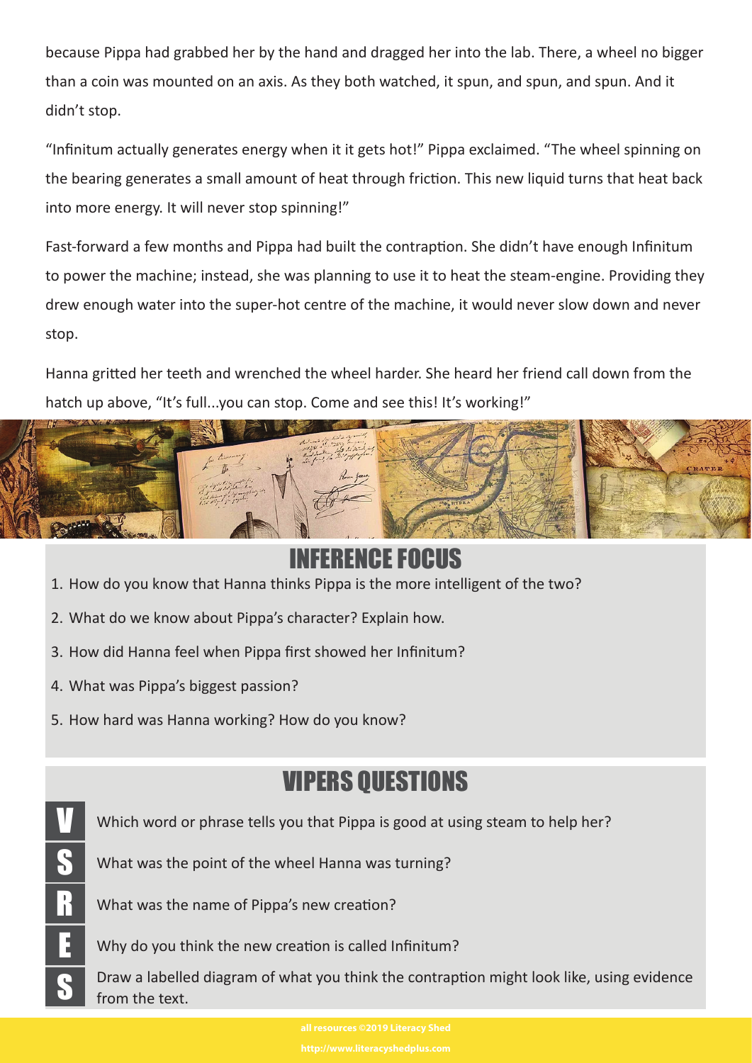because Pippa had grabbed her by the hand and dragged her into the lab. There, a wheel no bigger than a coin was mounted on an axis. As they both watched, it spun, and spun, and spun. And it didn't stop.

"Infinitum actually generates energy when it it gets hot!" Pippa exclaimed. "The wheel spinning on the bearing generates a small amount of heat through friction. This new liquid turns that heat back into more energy. It will never stop spinning!"

Fast-forward a few months and Pippa had built the contraption. She didn't have enough Infinitum to power the machine; instead, she was planning to use it to heat the steam-engine. Providing they drew enough water into the super-hot centre of the machine, it would never slow down and never stop.

Hanna gritted her teeth and wrenched the wheel harder. She heard her friend call down from the hatch up above, "It's full...you can stop. Come and see this! It's working!"

## INFERENCE FOCUS

1. How do you know that Hanna thinks Pippa is the more intelligent of the two?
2. What do we know about Pippa's character? Explain how.
3. How did Hanna feel when Pippa first showed her Infinitum?
4. What was Pippa's biggest passion?
5. How hard was Hanna working? How do you know?

## VIPERS QUESTIONS

**V** Which word or phrase tells you that Pippa is good at using steam to help her?

**S** What was the point of the wheel Hanna was turning?

**R** What was the name of Pippa's new creation?

**E** Why do you think the new creation is called Infinitum?

**S** Draw a labelled diagram of what you think the contraption might look like, using evidence from the text.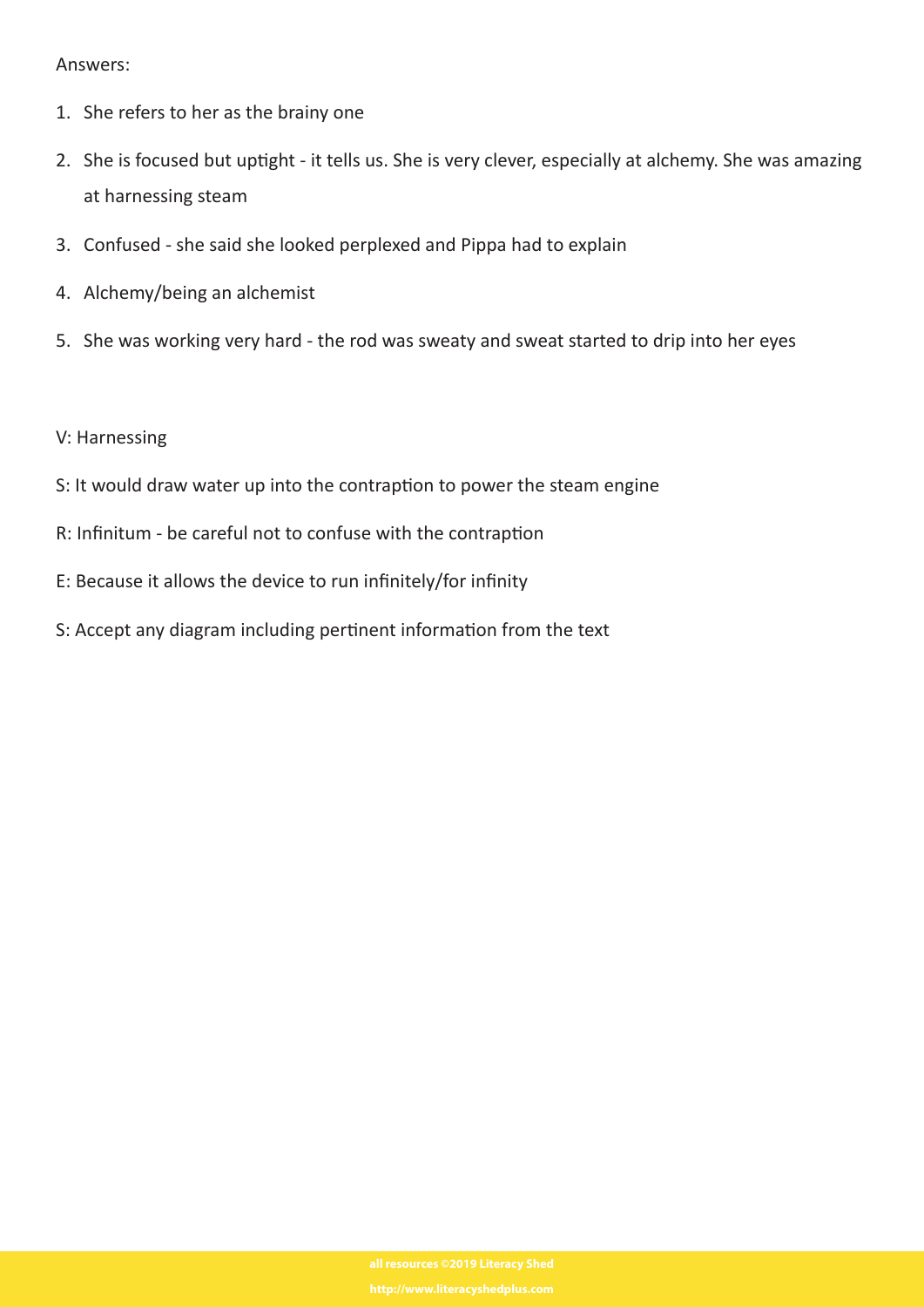Answers:

1. She refers to her as the brainy one
2. She is focused but uptight - it tells us. She is very clever, especially at alchemy. She was amazing at harnessing steam
3. Confused - she said she looked perplexed and Pippa had to explain
4. Alchemy/being an alchemist
5. She was working very hard - the rod was sweaty and sweat started to drip into her eyes

V: Harnessing

S: It would draw water up into the contraption to power the steam engine

R: Infinitum - be careful not to confuse with the contraption

E: Because it allows the device to run infinitely/for infinity

S: Accept any diagram including pertinent information from the text